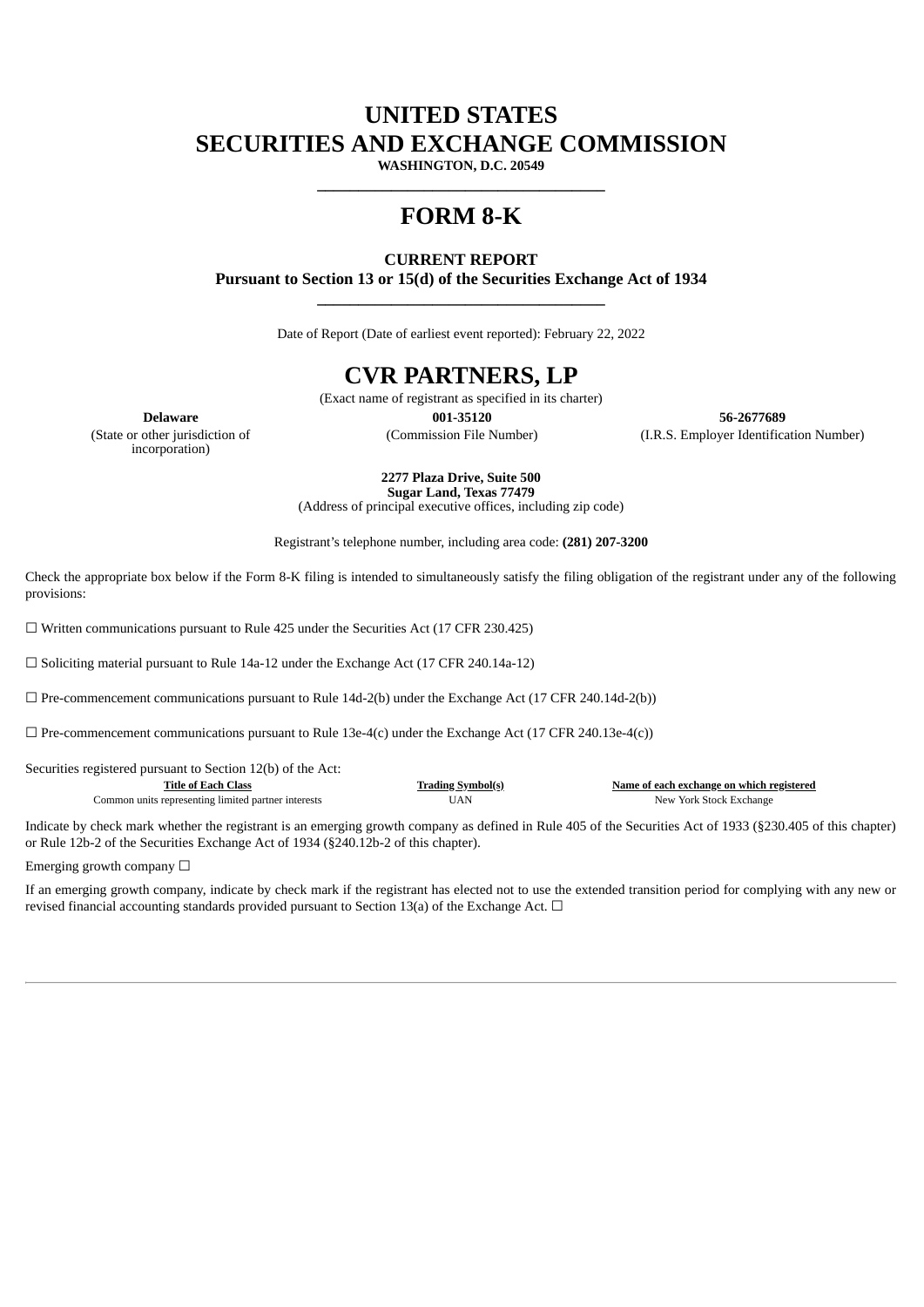# UNITED STATES
# SECURITIES AND EXCHANGE COMMISSION

**WASHINGTON, D.C. 20549**

---

# FORM 8-K

**CURRENT REPORT**
**Pursuant to Section 13 or 15(d) of the Securities Exchange Act of 1934**

---

Date of Report (Date of earliest event reported): February 22, 2022

# CVR PARTNERS, LP

(Exact name of registrant as specified in its charter)

| **Delaware** | **001-35120** | **56-2677689** |
|---|---|---|
| (State or other jurisdiction of incorporation) | (Commission File Number) | (I.R.S. Employer Identification Number) |

**2277 Plaza Drive, Suite 500**
**Sugar Land, Texas 77479**
(Address of principal executive offices, including zip code)

Registrant's telephone number, including area code: **(281) 207-3200**

Check the appropriate box below if the Form 8-K filing is intended to simultaneously satisfy the filing obligation of the registrant under any of the following provisions:

☐ Written communications pursuant to Rule 425 under the Securities Act (17 CFR 230.425)

☐ Soliciting material pursuant to Rule 14a-12 under the Exchange Act (17 CFR 240.14a-12)

☐ Pre-commencement communications pursuant to Rule 14d-2(b) under the Exchange Act (17 CFR 240.14d-2(b))

☐ Pre-commencement communications pursuant to Rule 13e-4(c) under the Exchange Act (17 CFR 240.13e-4(c))

Securities registered pursuant to Section 12(b) of the Act:

| Title of Each Class | Trading Symbol(s) | Name of each exchange on which registered |
|---|---|---|
| Common units representing limited partner interests | UAN | New York Stock Exchange |

Indicate by check mark whether the registrant is an emerging growth company as defined in Rule 405 of the Securities Act of 1933 (§230.405 of this chapter) or Rule 12b-2 of the Securities Exchange Act of 1934 (§240.12b-2 of this chapter).

Emerging growth company ☐

If an emerging growth company, indicate by check mark if the registrant has elected not to use the extended transition period for complying with any new or revised financial accounting standards provided pursuant to Section 13(a) of the Exchange Act. ☐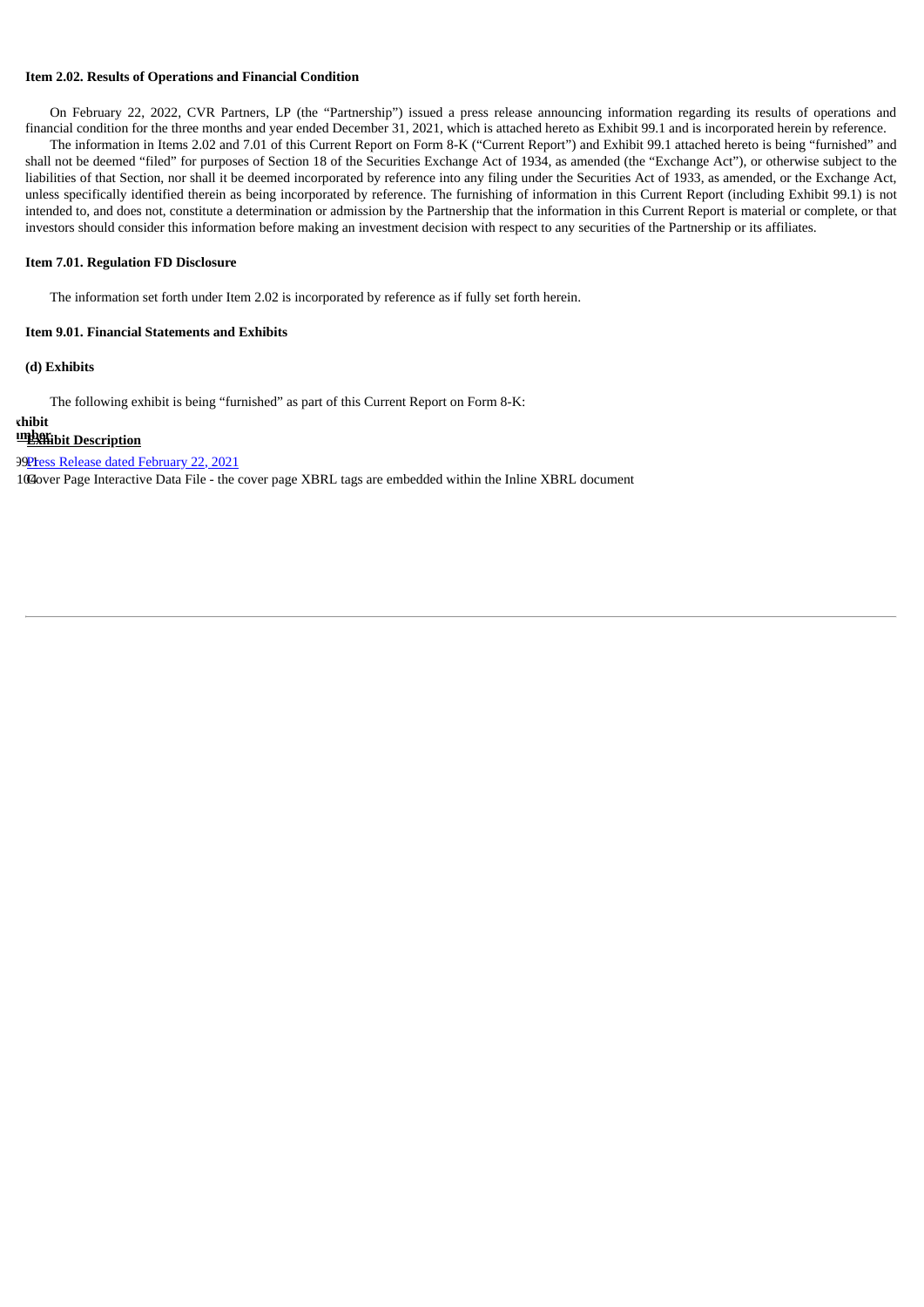**Item 2.02. Results of Operations and Financial Condition**

On February 22, 2022, CVR Partners, LP (the "Partnership") issued a press release announcing information regarding its results of operations and financial condition for the three months and year ended December 31, 2021, which is attached hereto as Exhibit 99.1 and is incorporated herein by reference.

The information in Items 2.02 and 7.01 of this Current Report on Form 8-K ("Current Report") and Exhibit 99.1 attached hereto is being "furnished" and shall not be deemed "filed" for purposes of Section 18 of the Securities Exchange Act of 1934, as amended (the "Exchange Act"), or otherwise subject to the liabilities of that Section, nor shall it be deemed incorporated by reference into any filing under the Securities Act of 1933, as amended, or the Exchange Act, unless specifically identified therein as being incorporated by reference. The furnishing of information in this Current Report (including Exhibit 99.1) is not intended to, and does not, constitute a determination or admission by the Partnership that the information in this Current Report is material or complete, or that investors should consider this information before making an investment decision with respect to any securities of the Partnership or its affiliates.

**Item 7.01. Regulation FD Disclosure**

The information set forth under Item 2.02 is incorporated by reference as if fully set forth herein.

**Item 9.01. Financial Statements and Exhibits**

**(d) Exhibits**

The following exhibit is being "furnished" as part of this Current Report on Form 8-K:

| Exhibit Number | Exhibit Description |
|---|---|
| 99.1 | Press Release dated February 22, 2021 |
| 104 | Cover Page Interactive Data File - the cover page XBRL tags are embedded within the Inline XBRL document |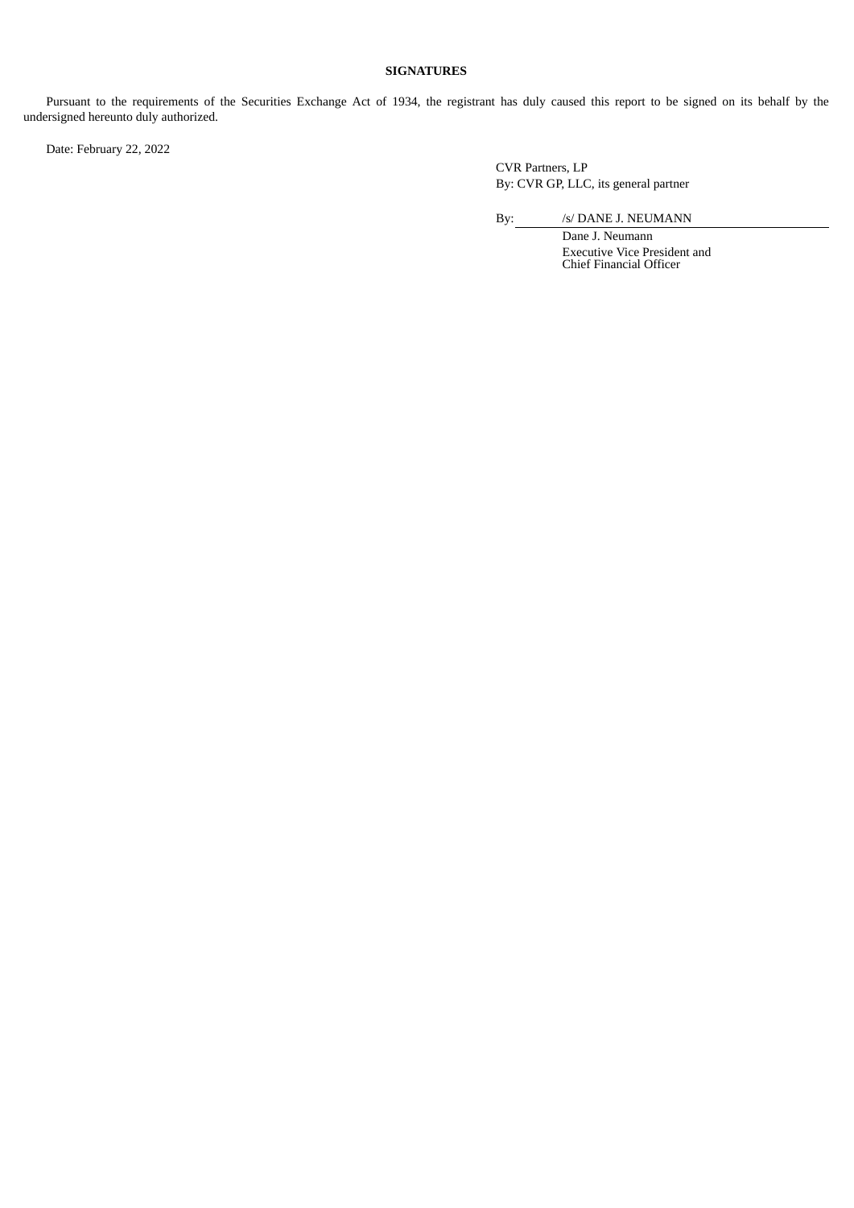**SIGNATURES**

Pursuant to the requirements of the Securities Exchange Act of 1934, the registrant has duly caused this report to be signed on its behalf by the undersigned hereunto duly authorized.

Date: February 22, 2022

CVR Partners, LP
By: CVR GP, LLC, its general partner

By: /s/ DANE J. NEUMANN

Dane J. Neumann
Executive Vice President and
Chief Financial Officer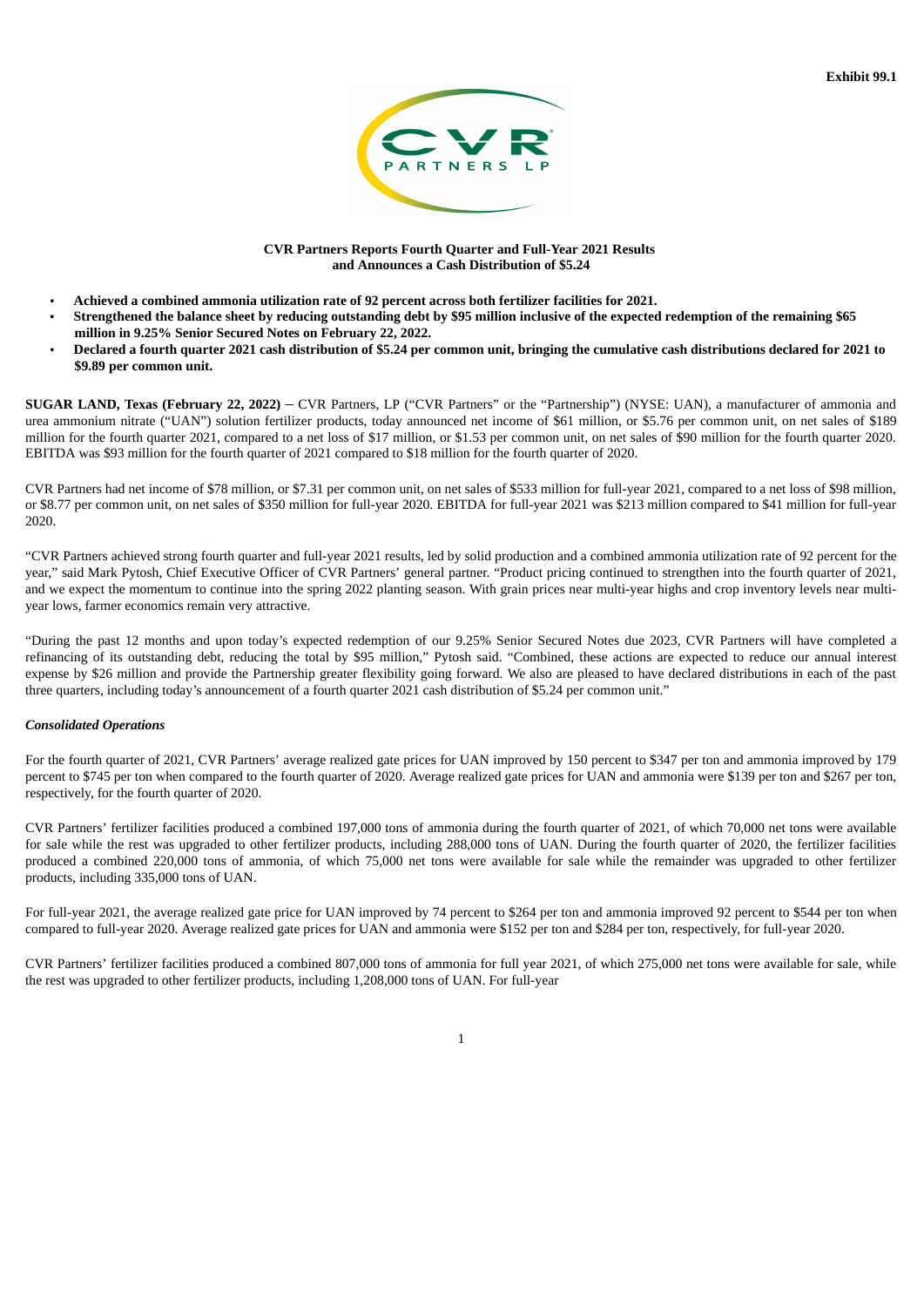Exhibit 99.1

**CVR Partners Reports Fourth Quarter and Full-Year 2021 Results**
**and Announces a Cash Distribution of $5.24**

- **Achieved a combined ammonia utilization rate of 92 percent across both fertilizer facilities for 2021.**
- **Strengthened the balance sheet by reducing outstanding debt by $95 million inclusive of the expected redemption of the remaining $65 million in 9.25% Senior Secured Notes on February 22, 2022.**
- **Declared a fourth quarter 2021 cash distribution of $5.24 per common unit, bringing the cumulative cash distributions declared for 2021 to $9.89 per common unit.**

**SUGAR LAND, Texas (February 22, 2022)** – CVR Partners, LP ("CVR Partners" or the "Partnership") (NYSE: UAN), a manufacturer of ammonia and urea ammonium nitrate ("UAN") solution fertilizer products, today announced net income of $61 million, or $5.76 per common unit, on net sales of $189 million for the fourth quarter 2021, compared to a net loss of $17 million, or $1.53 per common unit, on net sales of $90 million for the fourth quarter 2020. EBITDA was $93 million for the fourth quarter of 2021 compared to $18 million for the fourth quarter of 2020.

CVR Partners had net income of $78 million, or $7.31 per common unit, on net sales of $533 million for full-year 2021, compared to a net loss of $98 million, or $8.77 per common unit, on net sales of $350 million for full-year 2020. EBITDA for full-year 2021 was $213 million compared to $41 million for full-year 2020.

"CVR Partners achieved strong fourth quarter and full-year 2021 results, led by solid production and a combined ammonia utilization rate of 92 percent for the year," said Mark Pytosh, Chief Executive Officer of CVR Partners' general partner. "Product pricing continued to strengthen into the fourth quarter of 2021, and we expect the momentum to continue into the spring 2022 planting season. With grain prices near multi-year highs and crop inventory levels near multi-year lows, farmer economics remain very attractive.

"During the past 12 months and upon today's expected redemption of our 9.25% Senior Secured Notes due 2023, CVR Partners will have completed a refinancing of its outstanding debt, reducing the total by $95 million," Pytosh said. "Combined, these actions are expected to reduce our annual interest expense by $26 million and provide the Partnership greater flexibility going forward. We also are pleased to have declared distributions in each of the past three quarters, including today's announcement of a fourth quarter 2021 cash distribution of $5.24 per common unit."

***Consolidated Operations***

For the fourth quarter of 2021, CVR Partners' average realized gate prices for UAN improved by 150 percent to $347 per ton and ammonia improved by 179 percent to $745 per ton when compared to the fourth quarter of 2020. Average realized gate prices for UAN and ammonia were $139 per ton and $267 per ton, respectively, for the fourth quarter of 2020.

CVR Partners' fertilizer facilities produced a combined 197,000 tons of ammonia during the fourth quarter of 2021, of which 70,000 net tons were available for sale while the rest was upgraded to other fertilizer products, including 288,000 tons of UAN. During the fourth quarter of 2020, the fertilizer facilities produced a combined 220,000 tons of ammonia, of which 75,000 net tons were available for sale while the remainder was upgraded to other fertilizer products, including 335,000 tons of UAN.

For full-year 2021, the average realized gate price for UAN improved by 74 percent to $264 per ton and ammonia improved 92 percent to $544 per ton when compared to full-year 2020. Average realized gate prices for UAN and ammonia were $152 per ton and $284 per ton, respectively, for full-year 2020.

CVR Partners' fertilizer facilities produced a combined 807,000 tons of ammonia for full year 2021, of which 275,000 net tons were available for sale, while the rest was upgraded to other fertilizer products, including 1,208,000 tons of UAN. For full-year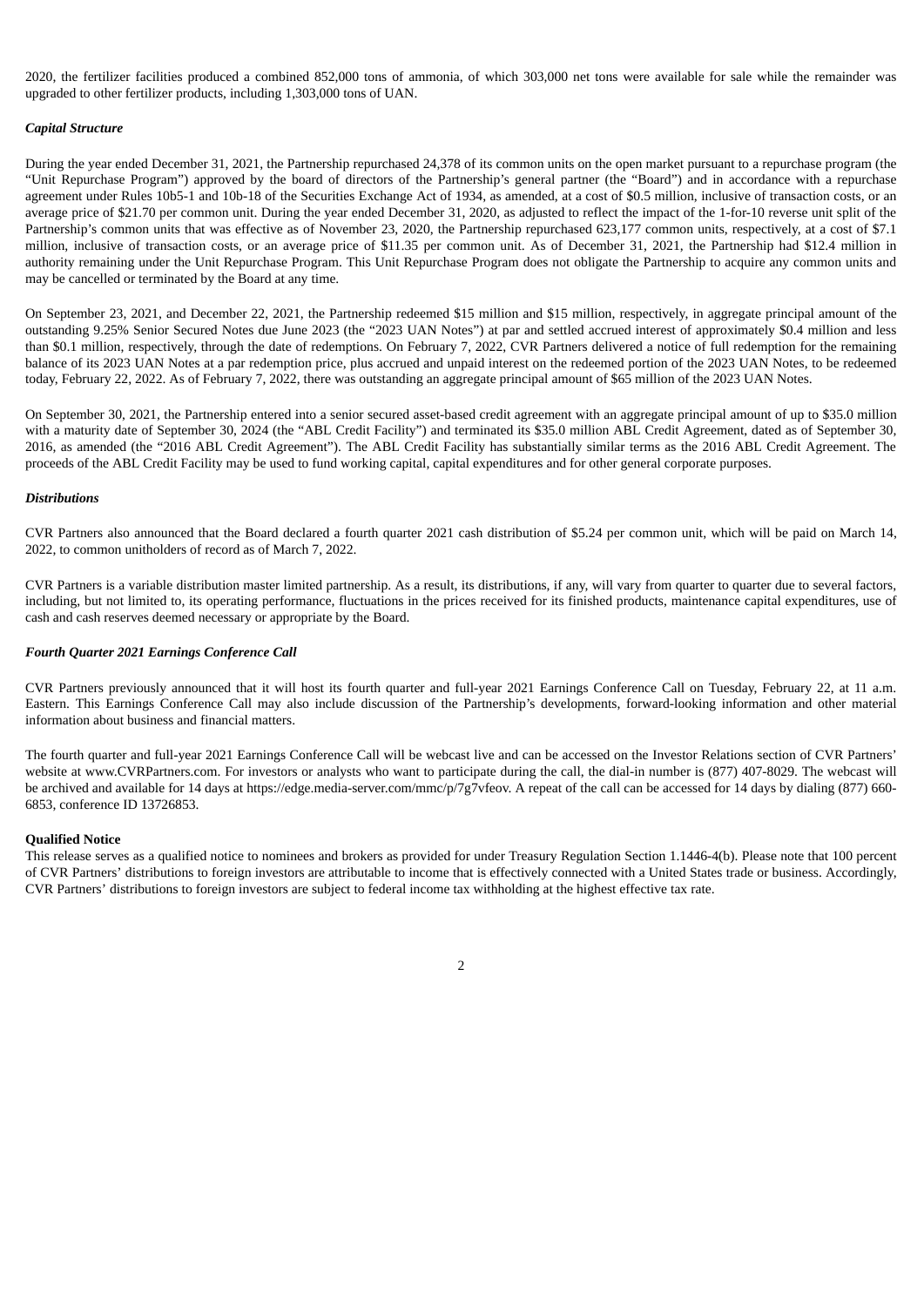2020, the fertilizer facilities produced a combined 852,000 tons of ammonia, of which 303,000 net tons were available for sale while the remainder was upgraded to other fertilizer products, including 1,303,000 tons of UAN.

### *Capital Structure*

During the year ended December 31, 2021, the Partnership repurchased 24,378 of its common units on the open market pursuant to a repurchase program (the "Unit Repurchase Program") approved by the board of directors of the Partnership's general partner (the "Board") and in accordance with a repurchase agreement under Rules 10b5-1 and 10b-18 of the Securities Exchange Act of 1934, as amended, at a cost of $0.5 million, inclusive of transaction costs, or an average price of $21.70 per common unit. During the year ended December 31, 2020, as adjusted to reflect the impact of the 1-for-10 reverse unit split of the Partnership's common units that was effective as of November 23, 2020, the Partnership repurchased 623,177 common units, respectively, at a cost of $7.1 million, inclusive of transaction costs, or an average price of $11.35 per common unit. As of December 31, 2021, the Partnership had $12.4 million in authority remaining under the Unit Repurchase Program. This Unit Repurchase Program does not obligate the Partnership to acquire any common units and may be cancelled or terminated by the Board at any time.

On September 23, 2021, and December 22, 2021, the Partnership redeemed $15 million and $15 million, respectively, in aggregate principal amount of the outstanding 9.25% Senior Secured Notes due June 2023 (the "2023 UAN Notes") at par and settled accrued interest of approximately $0.4 million and less than $0.1 million, respectively, through the date of redemptions. On February 7, 2022, CVR Partners delivered a notice of full redemption for the remaining balance of its 2023 UAN Notes at a par redemption price, plus accrued and unpaid interest on the redeemed portion of the 2023 UAN Notes, to be redeemed today, February 22, 2022. As of February 7, 2022, there was outstanding an aggregate principal amount of $65 million of the 2023 UAN Notes.

On September 30, 2021, the Partnership entered into a senior secured asset-based credit agreement with an aggregate principal amount of up to $35.0 million with a maturity date of September 30, 2024 (the "ABL Credit Facility") and terminated its $35.0 million ABL Credit Agreement, dated as of September 30, 2016, as amended (the "2016 ABL Credit Agreement"). The ABL Credit Facility has substantially similar terms as the 2016 ABL Credit Agreement. The proceeds of the ABL Credit Facility may be used to fund working capital, capital expenditures and for other general corporate purposes.

### *Distributions*

CVR Partners also announced that the Board declared a fourth quarter 2021 cash distribution of $5.24 per common unit, which will be paid on March 14, 2022, to common unitholders of record as of March 7, 2022.

CVR Partners is a variable distribution master limited partnership. As a result, its distributions, if any, will vary from quarter to quarter due to several factors, including, but not limited to, its operating performance, fluctuations in the prices received for its finished products, maintenance capital expenditures, use of cash and cash reserves deemed necessary or appropriate by the Board.

### *Fourth Quarter 2021 Earnings Conference Call*

CVR Partners previously announced that it will host its fourth quarter and full-year 2021 Earnings Conference Call on Tuesday, February 22, at 11 a.m. Eastern. This Earnings Conference Call may also include discussion of the Partnership's developments, forward-looking information and other material information about business and financial matters.

The fourth quarter and full-year 2021 Earnings Conference Call will be webcast live and can be accessed on the Investor Relations section of CVR Partners' website at www.CVRPartners.com. For investors or analysts who want to participate during the call, the dial-in number is (877) 407-8029. The webcast will be archived and available for 14 days at https://edge.media-server.com/mmc/p/7g7vfeov. A repeat of the call can be accessed for 14 days by dialing (877) 660-6853, conference ID 13726853.

### **Qualified Notice**

This release serves as a qualified notice to nominees and brokers as provided for under Treasury Regulation Section 1.1446-4(b). Please note that 100 percent of CVR Partners' distributions to foreign investors are attributable to income that is effectively connected with a United States trade or business. Accordingly, CVR Partners' distributions to foreign investors are subject to federal income tax withholding at the highest effective tax rate.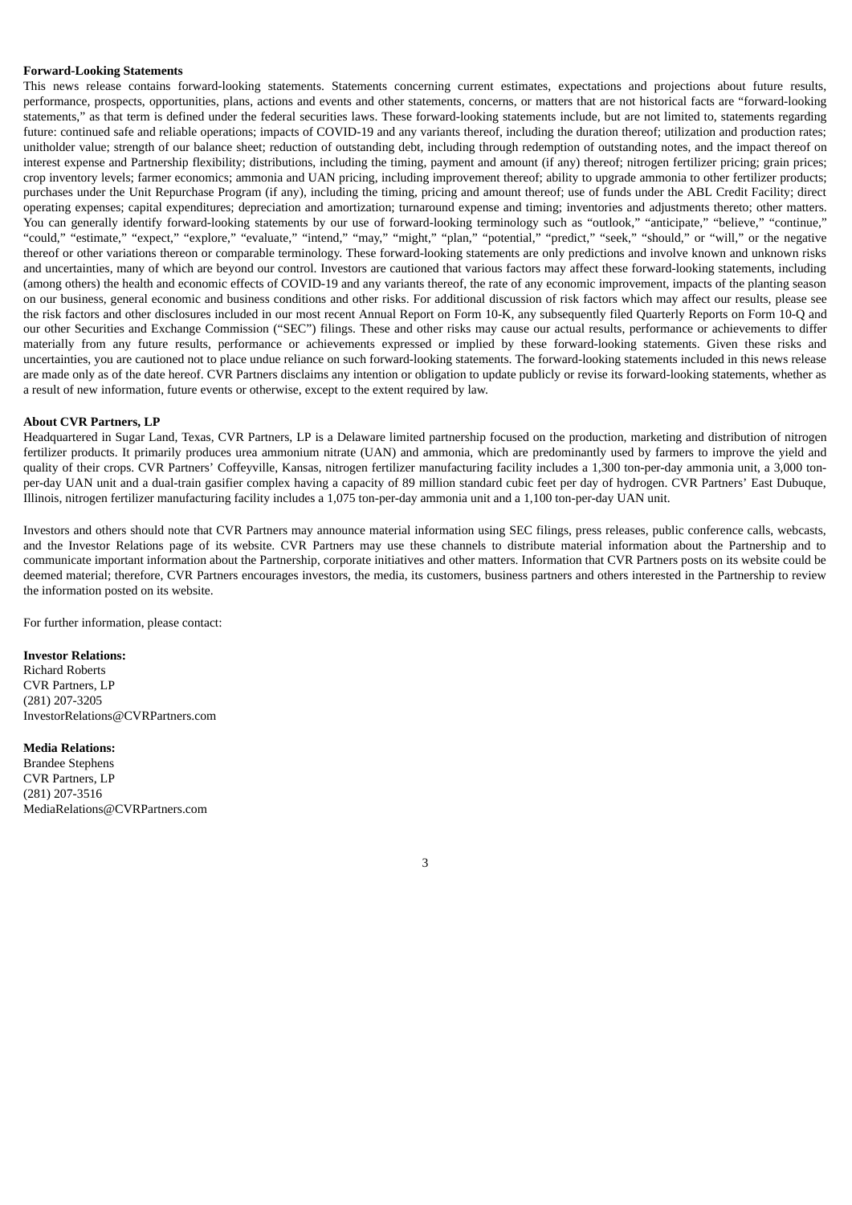**Forward-Looking Statements**

This news release contains forward-looking statements. Statements concerning current estimates, expectations and projections about future results, performance, prospects, opportunities, plans, actions and events and other statements, concerns, or matters that are not historical facts are "forward-looking statements," as that term is defined under the federal securities laws. These forward-looking statements include, but are not limited to, statements regarding future: continued safe and reliable operations; impacts of COVID-19 and any variants thereof, including the duration thereof; utilization and production rates; unitholder value; strength of our balance sheet; reduction of outstanding debt, including through redemption of outstanding notes, and the impact thereof on interest expense and Partnership flexibility; distributions, including the timing, payment and amount (if any) thereof; nitrogen fertilizer pricing; grain prices; crop inventory levels; farmer economics; ammonia and UAN pricing, including improvement thereof; ability to upgrade ammonia to other fertilizer products; purchases under the Unit Repurchase Program (if any), including the timing, pricing and amount thereof; use of funds under the ABL Credit Facility; direct operating expenses; capital expenditures; depreciation and amortization; turnaround expense and timing; inventories and adjustments thereto; other matters. You can generally identify forward-looking statements by our use of forward-looking terminology such as "outlook," "anticipate," "believe," "continue," "could," "estimate," "expect," "explore," "evaluate," "intend," "may," "might," "plan," "potential," "predict," "seek," "should," or "will," or the negative thereof or other variations thereon or comparable terminology. These forward-looking statements are only predictions and involve known and unknown risks and uncertainties, many of which are beyond our control. Investors are cautioned that various factors may affect these forward-looking statements, including (among others) the health and economic effects of COVID-19 and any variants thereof, the rate of any economic improvement, impacts of the planting season on our business, general economic and business conditions and other risks. For additional discussion of risk factors which may affect our results, please see the risk factors and other disclosures included in our most recent Annual Report on Form 10-K, any subsequently filed Quarterly Reports on Form 10-Q and our other Securities and Exchange Commission ("SEC") filings. These and other risks may cause our actual results, performance or achievements to differ materially from any future results, performance or achievements expressed or implied by these forward-looking statements. Given these risks and uncertainties, you are cautioned not to place undue reliance on such forward-looking statements. The forward-looking statements included in this news release are made only as of the date hereof. CVR Partners disclaims any intention or obligation to update publicly or revise its forward-looking statements, whether as a result of new information, future events or otherwise, except to the extent required by law.

**About CVR Partners, LP**

Headquartered in Sugar Land, Texas, CVR Partners, LP is a Delaware limited partnership focused on the production, marketing and distribution of nitrogen fertilizer products. It primarily produces urea ammonium nitrate (UAN) and ammonia, which are predominantly used by farmers to improve the yield and quality of their crops. CVR Partners' Coffeyville, Kansas, nitrogen fertilizer manufacturing facility includes a 1,300 ton-per-day ammonia unit, a 3,000 ton-per-day UAN unit and a dual-train gasifier complex having a capacity of 89 million standard cubic feet per day of hydrogen. CVR Partners' East Dubuque, Illinois, nitrogen fertilizer manufacturing facility includes a 1,075 ton-per-day ammonia unit and a 1,100 ton-per-day UAN unit.

Investors and others should note that CVR Partners may announce material information using SEC filings, press releases, public conference calls, webcasts, and the Investor Relations page of its website. CVR Partners may use these channels to distribute material information about the Partnership and to communicate important information about the Partnership, corporate initiatives and other matters. Information that CVR Partners posts on its website could be deemed material; therefore, CVR Partners encourages investors, the media, its customers, business partners and others interested in the Partnership to review the information posted on its website.

For further information, please contact:

**Investor Relations:**
Richard Roberts
CVR Partners, LP
(281) 207-3205
InvestorRelations@CVRPartners.com

**Media Relations:**
Brandee Stephens
CVR Partners, LP
(281) 207-3516
MediaRelations@CVRPartners.com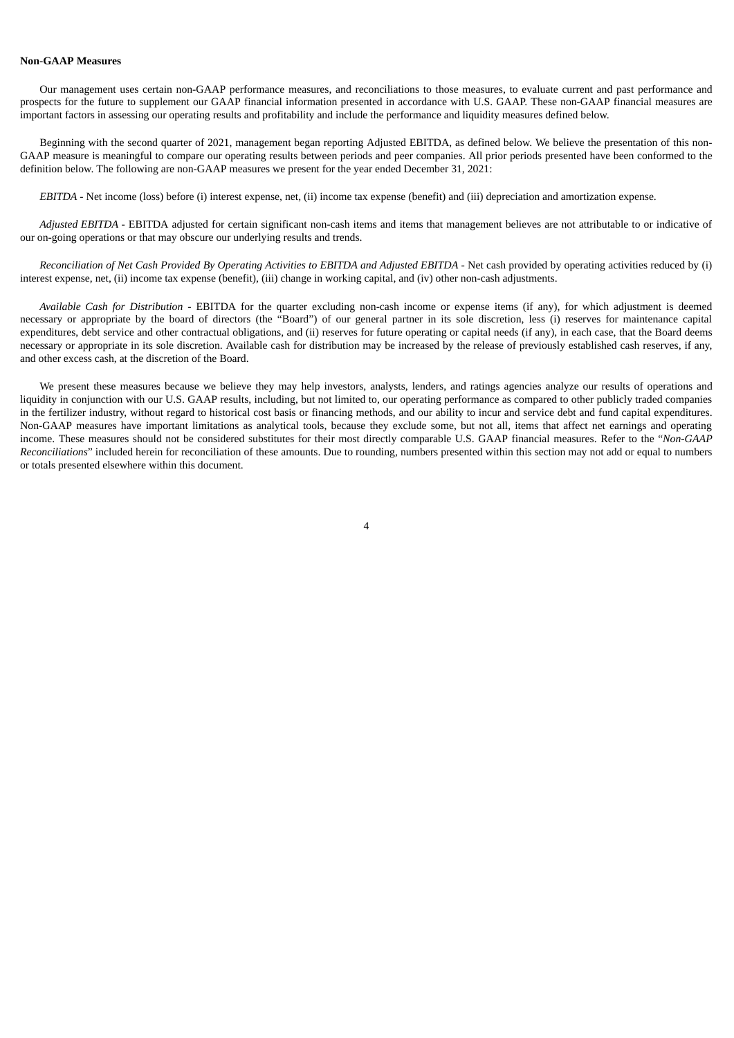**Non-GAAP Measures**

Our management uses certain non-GAAP performance measures, and reconciliations to those measures, to evaluate current and past performance and prospects for the future to supplement our GAAP financial information presented in accordance with U.S. GAAP. These non-GAAP financial measures are important factors in assessing our operating results and profitability and include the performance and liquidity measures defined below.

Beginning with the second quarter of 2021, management began reporting Adjusted EBITDA, as defined below. We believe the presentation of this non-GAAP measure is meaningful to compare our operating results between periods and peer companies. All prior periods presented have been conformed to the definition below. The following are non-GAAP measures we present for the year ended December 31, 2021:

*EBITDA* - Net income (loss) before (i) interest expense, net, (ii) income tax expense (benefit) and (iii) depreciation and amortization expense.

*Adjusted EBITDA* - EBITDA adjusted for certain significant non-cash items and items that management believes are not attributable to or indicative of our on-going operations or that may obscure our underlying results and trends.

*Reconciliation of Net Cash Provided By Operating Activities to EBITDA and Adjusted EBITDA* - Net cash provided by operating activities reduced by (i) interest expense, net, (ii) income tax expense (benefit), (iii) change in working capital, and (iv) other non-cash adjustments.

*Available Cash for Distribution* - EBITDA for the quarter excluding non-cash income or expense items (if any), for which adjustment is deemed necessary or appropriate by the board of directors (the "Board") of our general partner in its sole discretion, less (i) reserves for maintenance capital expenditures, debt service and other contractual obligations, and (ii) reserves for future operating or capital needs (if any), in each case, that the Board deems necessary or appropriate in its sole discretion. Available cash for distribution may be increased by the release of previously established cash reserves, if any, and other excess cash, at the discretion of the Board.

We present these measures because we believe they may help investors, analysts, lenders, and ratings agencies analyze our results of operations and liquidity in conjunction with our U.S. GAAP results, including, but not limited to, our operating performance as compared to other publicly traded companies in the fertilizer industry, without regard to historical cost basis or financing methods, and our ability to incur and service debt and fund capital expenditures. Non-GAAP measures have important limitations as analytical tools, because they exclude some, but not all, items that affect net earnings and operating income. These measures should not be considered substitutes for their most directly comparable U.S. GAAP financial measures. Refer to the "*Non-GAAP Reconciliations*" included herein for reconciliation of these amounts. Due to rounding, numbers presented within this section may not add or equal to numbers or totals presented elsewhere within this document.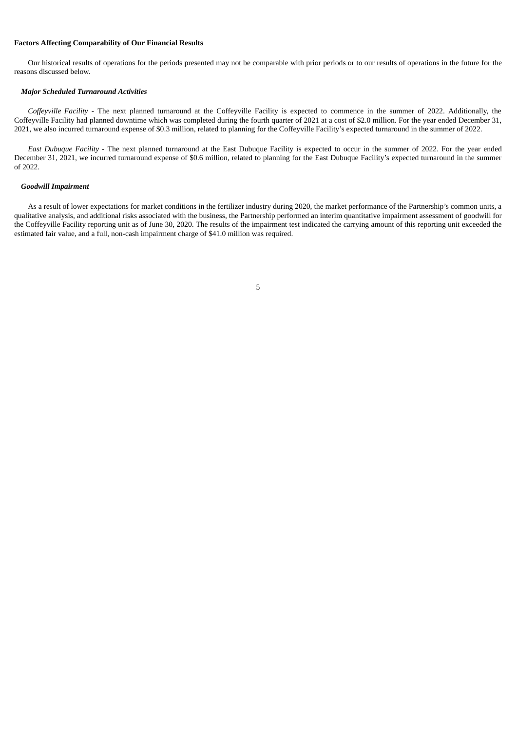**Factors Affecting Comparability of Our Financial Results**

Our historical results of operations for the periods presented may not be comparable with prior periods or to our results of operations in the future for the reasons discussed below.

***Major Scheduled Turnaround Activities***

*Coffeyville Facility* - The next planned turnaround at the Coffeyville Facility is expected to commence in the summer of 2022. Additionally, the Coffeyville Facility had planned downtime which was completed during the fourth quarter of 2021 at a cost of $2.0 million. For the year ended December 31, 2021, we also incurred turnaround expense of $0.3 million, related to planning for the Coffeyville Facility's expected turnaround in the summer of 2022.

*East Dubuque Facility* - The next planned turnaround at the East Dubuque Facility is expected to occur in the summer of 2022. For the year ended December 31, 2021, we incurred turnaround expense of $0.6 million, related to planning for the East Dubuque Facility's expected turnaround in the summer of 2022.

***Goodwill Impairment***

As a result of lower expectations for market conditions in the fertilizer industry during 2020, the market performance of the Partnership's common units, a qualitative analysis, and additional risks associated with the business, the Partnership performed an interim quantitative impairment assessment of goodwill for the Coffeyville Facility reporting unit as of June 30, 2020. The results of the impairment test indicated the carrying amount of this reporting unit exceeded the estimated fair value, and a full, non-cash impairment charge of $41.0 million was required.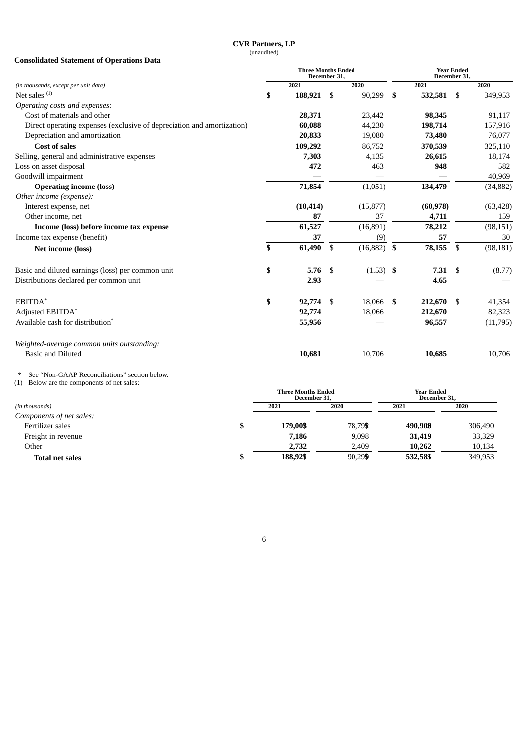**CVR Partners, LP**
(unaudited)

**Consolidated Statement of Operations Data**

| *(in thousands, except per unit data)* | Three Months Ended December 31, 2021 | Three Months Ended December 31, 2020 | Year Ended December 31, 2021 | Year Ended December 31, 2020 |
|---|---|---|---|---|
| Net sales [(1)] | **$ 188,921** | $ 90,299 | **$ 532,581** | $ 349,953 |
| *Operating costs and expenses:* | | | | |
| Cost of materials and other | **28,371** | 23,442 | **98,345** | 91,117 |
| Direct operating expenses (exclusive of depreciation and amortization) | **60,088** | 44,230 | **198,714** | 157,916 |
| Depreciation and amortization | **20,833** | 19,080 | **73,480** | 76,077 |
| **Cost of sales** | **109,292** | 86,752 | **370,539** | 325,110 |
| Selling, general and administrative expenses | **7,303** | 4,135 | **26,615** | 18,174 |
| Loss on asset disposal | **472** | 463 | **948** | 582 |
| Goodwill impairment | **—** | — | **—** | 40,969 |
| **Operating income (loss)** | **71,854** | (1,051) | **134,479** | (34,882) |
| *Other income (expense):* | | | | |
| Interest expense, net | **(10,414)** | (15,877) | **(60,978)** | (63,428) |
| Other income, net | **87** | 37 | **4,711** | 159 |
| **Income (loss) before income tax expense** | **61,527** | (16,891) | **78,212** | (98,151) |
| Income tax expense (benefit) | **37** | (9) | **57** | 30 |
| **Net income (loss)** | **$ 61,490** | $ (16,882) | **$ 78,155** | $ (98,181) |
| | | | | |
| Basic and diluted earnings (loss) per common unit | **$ 5.76** | $ (1.53) | **$ 7.31** | $ (8.77) |
| Distributions declared per common unit | **2.93** | — | **4.65** | — |
| | | | | |
| EBITDA* | **$ 92,774** | $ 18,066 | **$ 212,670** | $ 41,354 |
| Adjusted EBITDA* | **92,774** | 18,066 | **212,670** | 82,323 |
| Available cash for distribution* | **55,956** | — | **96,557** | (11,795) |
| | | | | |
| *Weighted-average common units outstanding:* | | | | |
| Basic and Diluted | **10,681** | 10,706 | **10,685** | 10,706 |

\* See "Non-GAAP Reconciliations" section below.

(1) Below are the components of net sales:

| *(in thousands)* | Three Months Ended December 31, 2021 | Three Months Ended December 31, 2020 | Year Ended December 31, 2021 | Year Ended December 31, 2020 |
|---|---|---|---|---|
| *Components of net sales:* | | | | |
| Fertilizer sales | **$ 179,003** | $ 78,792 | **$ 490,900** | $ 306,490 |
| Freight in revenue | **7,186** | 9,098 | **31,419** | 33,329 |
| Other | **2,732** | 2,409 | **10,262** | 10,134 |
| **Total net sales** | **$ 188,921** | $ 90,299 | **$ 532,581** | $ 349,953 |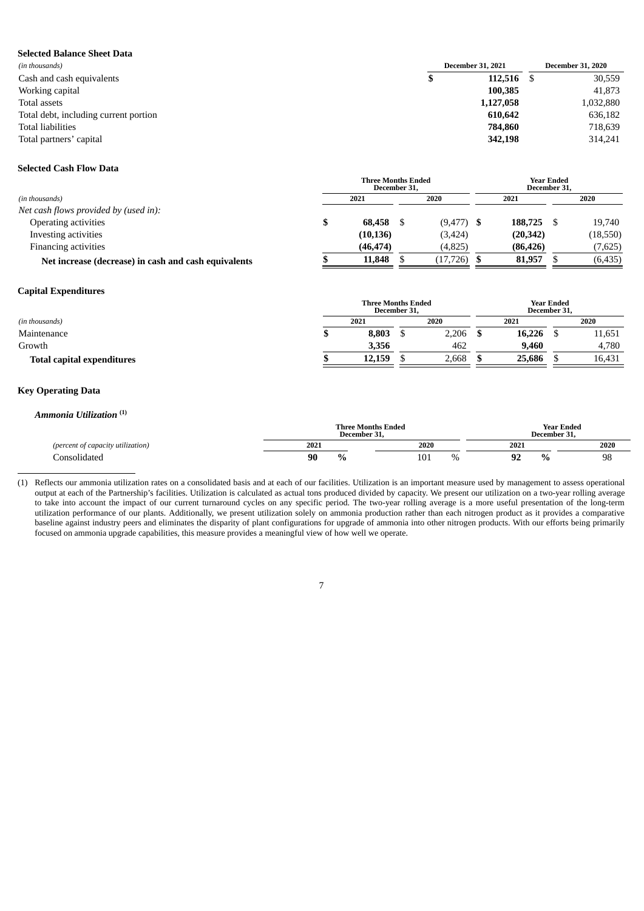**Selected Balance Sheet Data**

| *(in thousands)* | December 31, 2021 | December 31, 2020 |
|---|---|---|
| Cash and cash equivalents | **$ 112,516** | $ 30,559 |
| Working capital | **100,385** | 41,873 |
| Total assets | **1,127,058** | 1,032,880 |
| Total debt, including current portion | **610,642** | 636,182 |
| Total liabilities | **784,860** | 718,639 |
| Total partners' capital | **342,198** | 314,241 |

**Selected Cash Flow Data**

| | Three Months Ended December 31, | | Year Ended December 31, | |
|---|---|---|---|---|
| *(in thousands)* | 2021 | 2020 | 2021 | 2020 |
| *Net cash flows provided by (used in):* | | | | |
| Operating activities | **$ 68,458** | $ (9,477) | **$ 188,725** | $ 19,740 |
| Investing activities | **(10,136)** | (3,424) | **(20,342)** | (18,550) |
| Financing activities | **(46,474)** | (4,825) | **(86,426)** | (7,625) |
| **Net increase (decrease) in cash and cash equivalents** | **$ 11,848** | $ (17,726) | **$ 81,957** | $ (6,435) |

**Capital Expenditures**

| | Three Months Ended December 31, | | Year Ended December 31, | |
|---|---|---|---|---|
| *(in thousands)* | 2021 | 2020 | 2021 | 2020 |
| Maintenance | **$ 8,803** | $ 2,206 | **$ 16,226** | $ 11,651 |
| Growth | **3,356** | 462 | **9,460** | 4,780 |
| **Total capital expenditures** | **$ 12,159** | $ 2,668 | **$ 25,686** | $ 16,431 |

**Key Operating Data**

***Ammonia Utilization* [(1)]**

| | Three Months Ended December 31, | | Year Ended December 31, | |
|---|---|---|---|---|
| *(percent of capacity utilization)* | 2021 | 2020 | 2021 | 2020 |
| Consolidated | **90 %** | 101 % | **92 %** | 98 |

(1) Reflects our ammonia utilization rates on a consolidated basis and at each of our facilities. Utilization is an important measure used by management to assess operational output at each of the Partnership's facilities. Utilization is calculated as actual tons produced divided by capacity. We present our utilization on a two-year rolling average to take into account the impact of our current turnaround cycles on any specific period. The two-year rolling average is a more useful presentation of the long-term utilization performance of our plants. Additionally, we present utilization solely on ammonia production rather than each nitrogen product as it provides a comparative baseline against industry peers and eliminates the disparity of plant configurations for upgrade of ammonia into other nitrogen products. With our efforts being primarily focused on ammonia upgrade capabilities, this measure provides a meaningful view of how well we operate.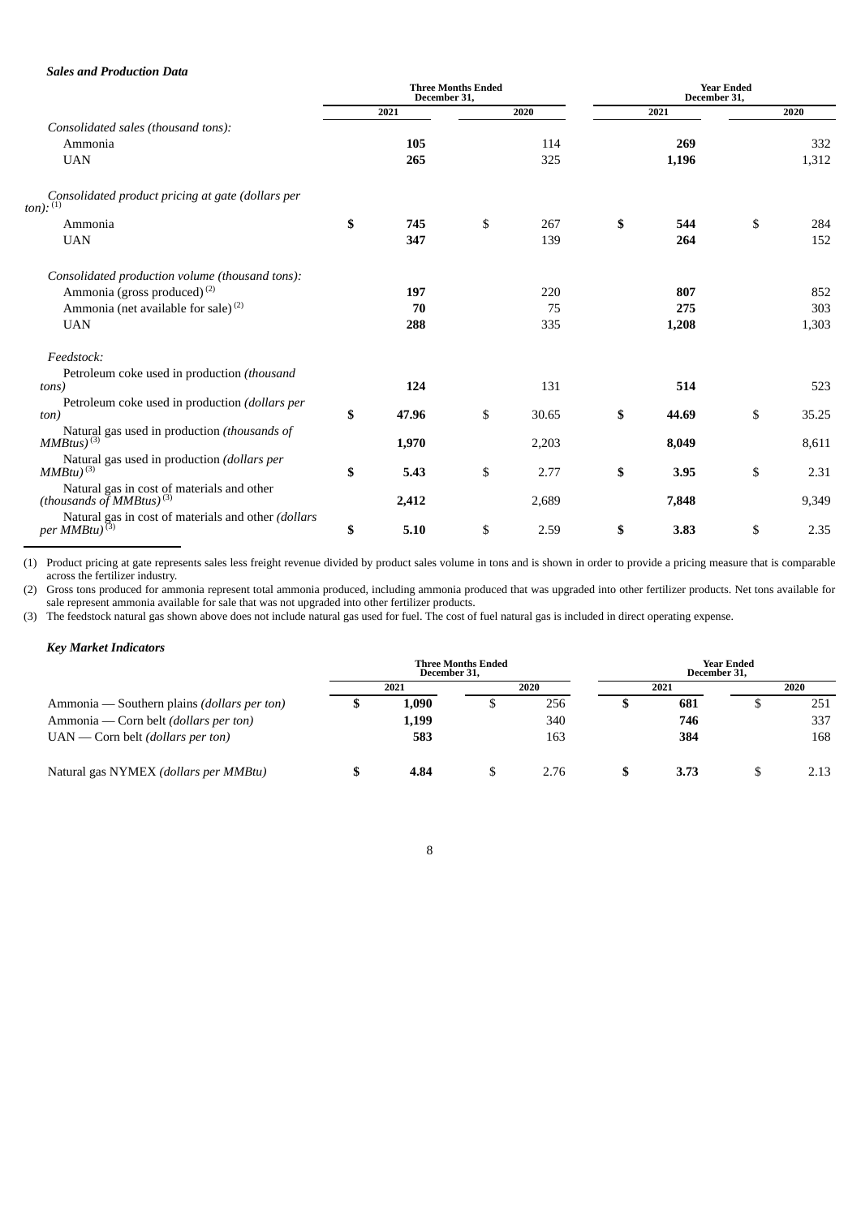***Sales and Production Data***

| | Three Months Ended December 31, | | Year Ended December 31, | |
|---|---|---|---|---|
| | **2021** | **2020** | **2021** | **2020** |
| *Consolidated sales (thousand tons):* | | | | |
| Ammonia | **105** | 114 | **269** | 332 |
| UAN | **265** | 325 | **1,196** | 1,312 |
| *Consolidated product pricing at gate (dollars per ton):* [1] | | | | |
| Ammonia | **$ 745** | $ 267 | **$ 544** | $ 284 |
| UAN | **347** | 139 | **264** | 152 |
| *Consolidated production volume (thousand tons):* | | | | |
| Ammonia (gross produced) [2] | **197** | 220 | **807** | 852 |
| Ammonia (net available for sale) [2] | **70** | 75 | **275** | 303 |
| UAN | **288** | 335 | **1,208** | 1,303 |
| *Feedstock:* | | | | |
| Petroleum coke used in production *(thousand tons)* | **124** | 131 | **514** | 523 |
| Petroleum coke used in production *(dollars per ton)* | **$ 47.96** | $ 30.65 | **$ 44.69** | $ 35.25 |
| Natural gas used in production *(thousands of MMBtus)* [3] | **1,970** | 2,203 | **8,049** | 8,611 |
| Natural gas used in production *(dollars per MMBtu)* [3] | **$ 5.43** | $ 2.77 | **$ 3.95** | $ 2.31 |
| Natural gas in cost of materials and other *(thousands of MMBtus)* [3] | **2,412** | 2,689 | **7,848** | 9,349 |
| Natural gas in cost of materials and other *(dollars per MMBtu)* [3] | **$ 5.10** | $ 2.59 | **$ 3.83** | $ 2.35 |

(1) Product pricing at gate represents sales less freight revenue divided by product sales volume in tons and is shown in order to provide a pricing measure that is comparable across the fertilizer industry.

(2) Gross tons produced for ammonia represent total ammonia produced, including ammonia produced that was upgraded into other fertilizer products. Net tons available for sale represent ammonia available for sale that was not upgraded into other fertilizer products.

(3) The feedstock natural gas shown above does not include natural gas used for fuel. The cost of fuel natural gas is included in direct operating expense.

***Key Market Indicators***

| | Three Months Ended December 31, | | Year Ended December 31, | |
|---|---|---|---|---|
| | **2021** | **2020** | **2021** | **2020** |
| Ammonia — Southern plains *(dollars per ton)* | **$ 1,090** | $ 256 | **$ 681** | $ 251 |
| Ammonia — Corn belt *(dollars per ton)* | **1,199** | 340 | **746** | 337 |
| UAN — Corn belt *(dollars per ton)* | **583** | 163 | **384** | 168 |
| Natural gas NYMEX *(dollars per MMBtu)* | **$ 4.84** | $ 2.76 | **$ 3.73** | $ 2.13 |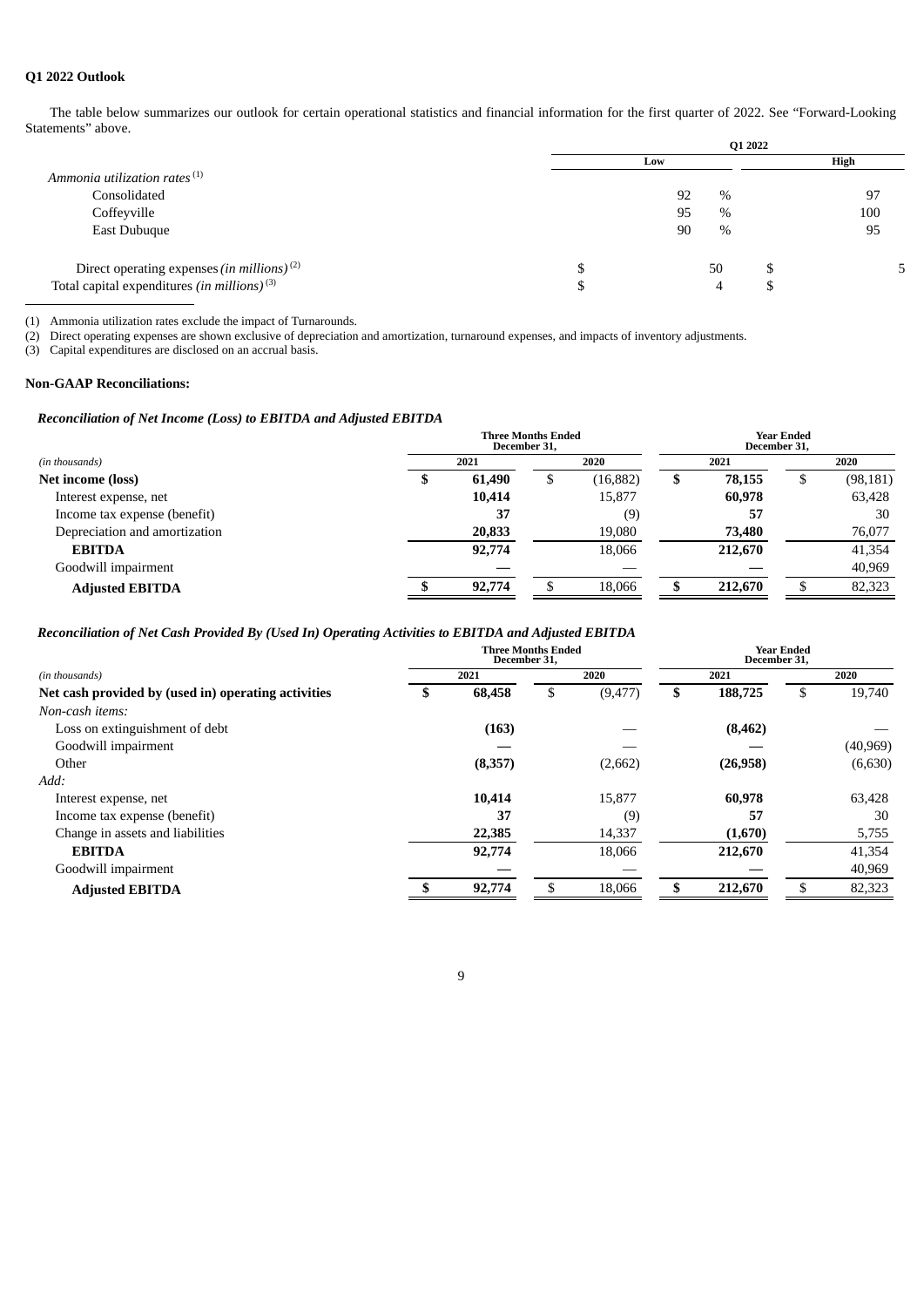**Q1 2022 Outlook**

The table below summarizes our outlook for certain operational statistics and financial information for the first quarter of 2022. See "Forward-Looking Statements" above.

| | Q1 2022 | |
|---|---|---|
| | Low | High |
| *Ammonia utilization rates* [(1)] | | |
| Consolidated | 92 % | 97 |
| Coffeyville | 95 % | 100 |
| East Dubuque | 90 % | 95 |
| Direct operating expenses *(in millions)* [(2)] | $ 50 | $ 5 |
| Total capital expenditures *(in millions)* [(3)] | $ 4 | $ |

(1) Ammonia utilization rates exclude the impact of Turnarounds.
(2) Direct operating expenses are shown exclusive of depreciation and amortization, turnaround expenses, and impacts of inventory adjustments.
(3) Capital expenditures are disclosed on an accrual basis.

**Non-GAAP Reconciliations:**

***Reconciliation of Net Income (Loss) to EBITDA and Adjusted EBITDA***

| *(in thousands)* | Three Months Ended December 31, 2021 | Three Months Ended December 31, 2020 | Year Ended December 31, 2021 | Year Ended December 31, 2020 |
|---|---|---|---|---|
| **Net income (loss)** | **$ 61,490** | $ (16,882) | **$ 78,155** | $ (98,181) |
| Interest expense, net | **10,414** | 15,877 | **60,978** | 63,428 |
| Income tax expense (benefit) | **37** | (9) | **57** | 30 |
| Depreciation and amortization | **20,833** | 19,080 | **73,480** | 76,077 |
| **EBITDA** | **92,774** | 18,066 | **212,670** | 41,354 |
| Goodwill impairment | **—** | — | **—** | 40,969 |
| **Adjusted EBITDA** | **$ 92,774** | $ 18,066 | **$ 212,670** | $ 82,323 |

***Reconciliation of Net Cash Provided By (Used In) Operating Activities to EBITDA and Adjusted EBITDA***

| *(in thousands)* | Three Months Ended December 31, 2021 | Three Months Ended December 31, 2020 | Year Ended December 31, 2021 | Year Ended December 31, 2020 |
|---|---|---|---|---|
| **Net cash provided by (used in) operating activities** | **$ 68,458** | $ (9,477) | **$ 188,725** | $ 19,740 |
| *Non-cash items:* | | | | |
| Loss on extinguishment of debt | **(163)** | — | **(8,462)** | — |
| Goodwill impairment | **—** | — | **—** | (40,969) |
| Other | **(8,357)** | (2,662) | **(26,958)** | (6,630) |
| *Add:* | | | | |
| Interest expense, net | **10,414** | 15,877 | **60,978** | 63,428 |
| Income tax expense (benefit) | **37** | (9) | **57** | 30 |
| Change in assets and liabilities | **22,385** | 14,337 | **(1,670)** | 5,755 |
| **EBITDA** | **92,774** | 18,066 | **212,670** | 41,354 |
| Goodwill impairment | **—** | — | **—** | 40,969 |
| **Adjusted EBITDA** | **$ 92,774** | $ 18,066 | **$ 212,670** | $ 82,323 |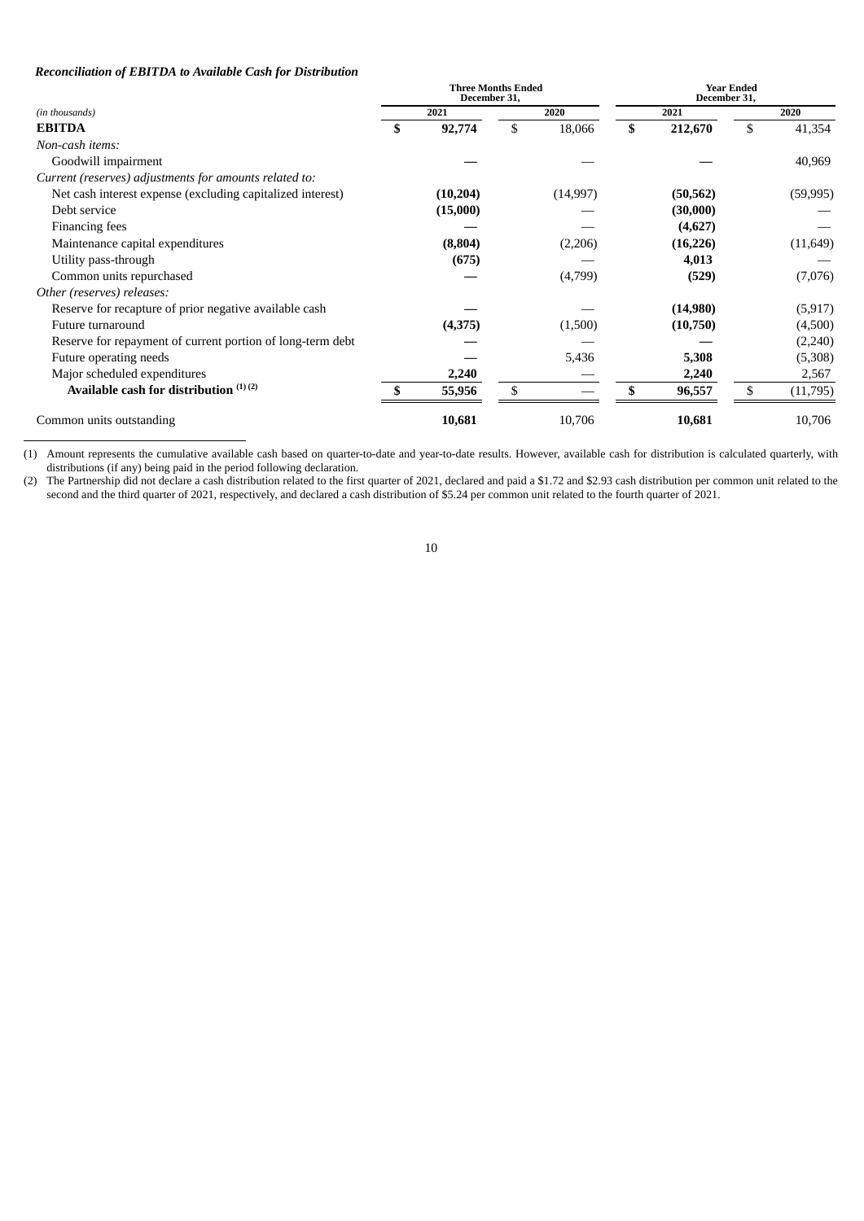***Reconciliation of EBITDA to Available Cash for Distribution***

| *(in thousands)* | Three Months Ended December 31, | | Year Ended December 31, | |
|---|---|---|---|---|
| | **2021** | **2020** | **2021** | **2020** |
| **EBITDA** | **$ 92,774** | $ 18,066 | **$ 212,670** | $ 41,354 |
| *Non-cash items:* | | | | |
| Goodwill impairment | **—** | — | **—** | 40,969 |
| *Current (reserves) adjustments for amounts related to:* | | | | |
| Net cash interest expense (excluding capitalized interest) | **(10,204)** | (14,997) | **(50,562)** | (59,995) |
| Debt service | **(15,000)** | — | **(30,000)** | — |
| Financing fees | **—** | — | **(4,627)** | — |
| Maintenance capital expenditures | **(8,804)** | (2,206) | **(16,226)** | (11,649) |
| Utility pass-through | **(675)** | — | **4,013** | — |
| Common units repurchased | **—** | (4,799) | **(529)** | (7,076) |
| *Other (reserves) releases:* | | | | |
| Reserve for recapture of prior negative available cash | **—** | — | **(14,980)** | (5,917) |
| Future turnaround | **(4,375)** | (1,500) | **(10,750)** | (4,500) |
| Reserve for repayment of current portion of long-term debt | **—** | — | **—** | (2,240) |
| Future operating needs | **—** | 5,436 | **5,308** | (5,308) |
| Major scheduled expenditures | **2,240** | — | **2,240** | 2,567 |
| **Available cash for distribution [(1)(2)]** | **$ 55,956** | $ — | **$ 96,557** | $ (11,795) |
| Common units outstanding | **10,681** | 10,706 | **10,681** | 10,706 |

(1) Amount represents the cumulative available cash based on quarter-to-date and year-to-date results. However, available cash for distribution is calculated quarterly, with distributions (if any) being paid in the period following declaration.

(2) The Partnership did not declare a cash distribution related to the first quarter of 2021, declared and paid a $1.72 and $2.93 cash distribution per common unit related to the second and the third quarter of 2021, respectively, and declared a cash distribution of $5.24 per common unit related to the fourth quarter of 2021.